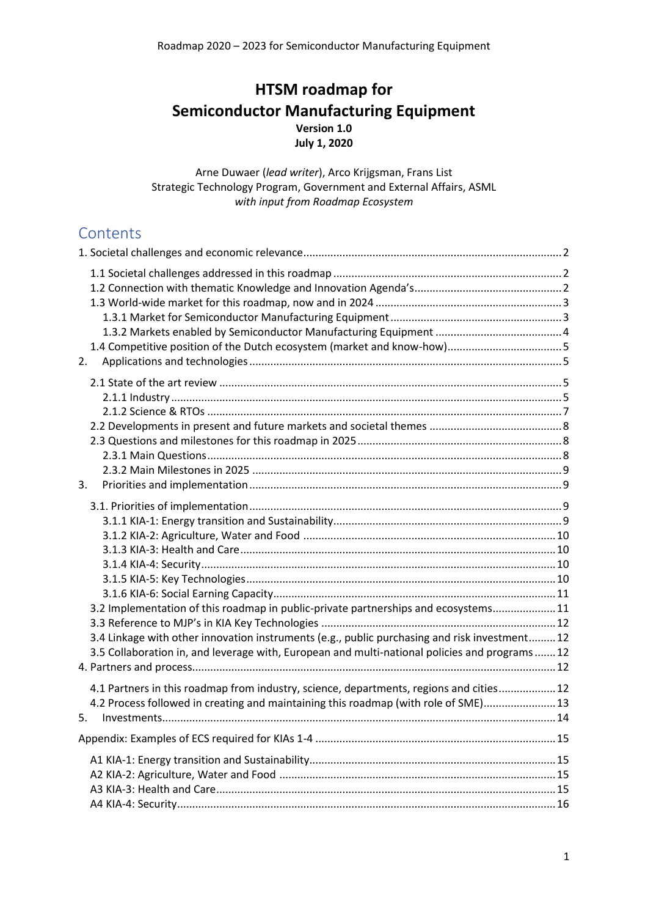# HTSM roadmap for Semiconductor Manufacturing Equipment

**Version 1.0**
**July 1, 2020**

Arne Duwaer (*lead writer*), Arco Krijgsman, Frans List
Strategic Technology Program, Government and External Affairs, ASML
*with input from Roadmap Ecosystem*

## Contents

1. Societal challenges and economic relevance ..... 2
    - 1.1 Societal challenges addressed in this roadmap ..... 2
    - 1.2 Connection with thematic Knowledge and Innovation Agenda's ..... 2
    - 1.3 World-wide market for this roadmap, now and in 2024 ..... 3
        - 1.3.1 Market for Semiconductor Manufacturing Equipment ..... 3
        - 1.3.2 Markets enabled by Semiconductor Manufacturing Equipment ..... 4
    - 1.4 Competitive position of the Dutch ecosystem (market and know-how) ..... 5
2. Applications and technologies ..... 5
    - 2.1 State of the art review ..... 5
        - 2.1.1 Industry ..... 5
        - 2.1.2 Science & RTOs ..... 7
    - 2.2 Developments in present and future markets and societal themes ..... 8
    - 2.3 Questions and milestones for this roadmap in 2025 ..... 8
        - 2.3.1 Main Questions ..... 8
        - 2.3.2 Main Milestones in 2025 ..... 9
3. Priorities and implementation ..... 9
    - 3.1. Priorities of implementation ..... 9
        - 3.1.1 KIA-1: Energy transition and Sustainability ..... 9
        - 3.1.2 KIA-2: Agriculture, Water and Food ..... 10
        - 3.1.3 KIA-3: Health and Care ..... 10
        - 3.1.4 KIA-4: Security ..... 10
        - 3.1.5 KIA-5: Key Technologies ..... 10
        - 3.1.6 KIA-6: Social Earning Capacity ..... 11
    - 3.2 Implementation of this roadmap in public-private partnerships and ecosystems ..... 11
    - 3.3 Reference to MJP's in KIA Key Technologies ..... 12
    - 3.4 Linkage with other innovation instruments (e.g., public purchasing and risk investment ..... 12
    - 3.5 Collaboration in, and leverage with, European and multi-national policies and programs ..... 12
4. Partners and process ..... 12
    - 4.1 Partners in this roadmap from industry, science, departments, regions and cities ..... 12
    - 4.2 Process followed in creating and maintaining this roadmap (with role of SME) ..... 13
5. Investments ..... 14

Appendix: Examples of ECS required for KIAs 1-4 ..... 15
- A1 KIA-1: Energy transition and Sustainability ..... 15
- A2 KIA-2: Agriculture, Water and Food ..... 15
- A3 KIA-3: Health and Care ..... 15
- A4 KIA-4: Security ..... 16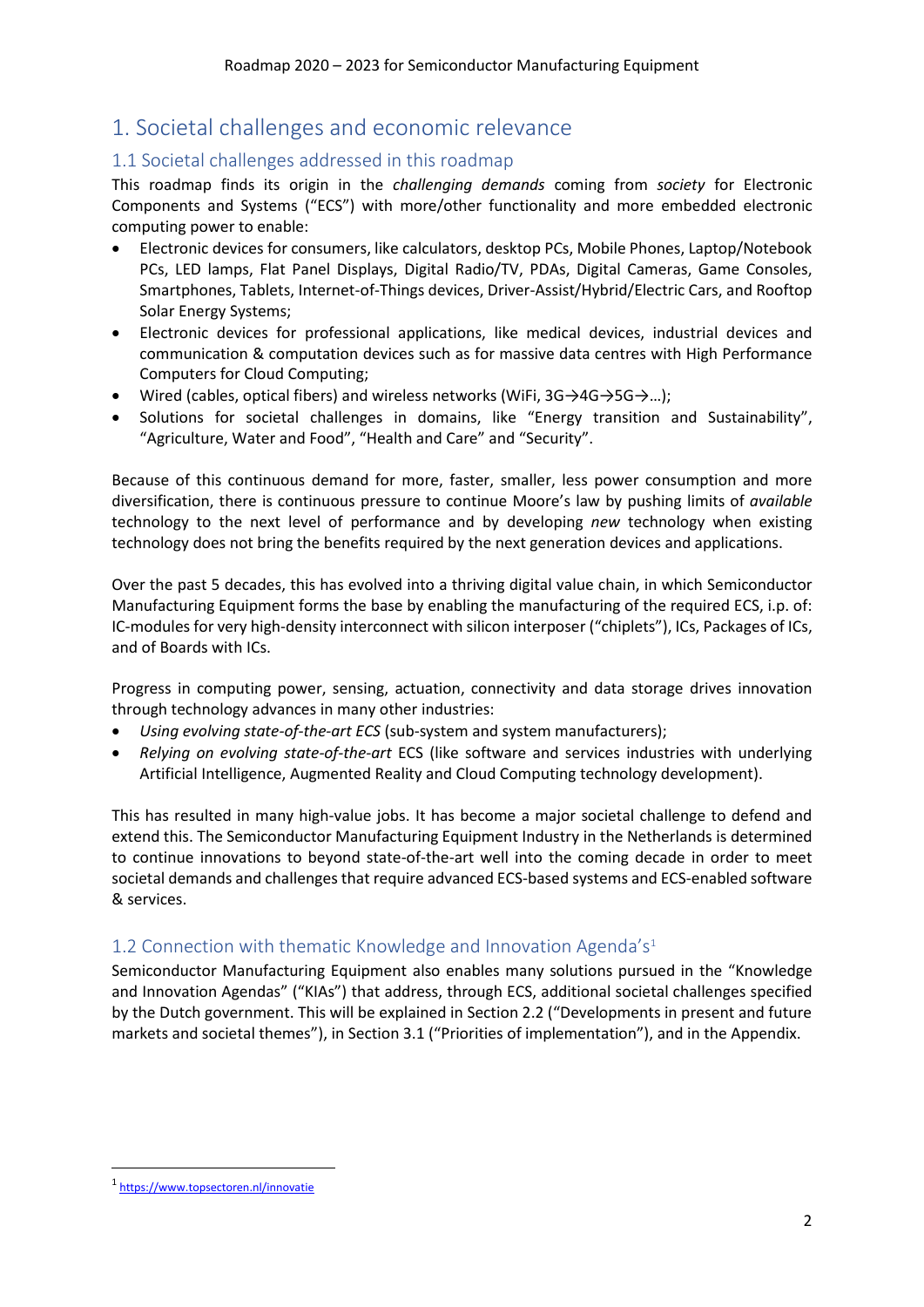# 1. Societal challenges and economic relevance

## 1.1 Societal challenges addressed in this roadmap

This roadmap finds its origin in the *challenging demands* coming from *society* for Electronic Components and Systems ("ECS") with more/other functionality and more embedded electronic computing power to enable:

- Electronic devices for consumers, like calculators, desktop PCs, Mobile Phones, Laptop/Notebook PCs, LED lamps, Flat Panel Displays, Digital Radio/TV, PDAs, Digital Cameras, Game Consoles, Smartphones, Tablets, Internet-of-Things devices, Driver-Assist/Hybrid/Electric Cars, and Rooftop Solar Energy Systems;
- Electronic devices for professional applications, like medical devices, industrial devices and communication & computation devices such as for massive data centres with High Performance Computers for Cloud Computing;
- Wired (cables, optical fibers) and wireless networks (WiFi, 3G→4G→5G→…);
- Solutions for societal challenges in domains, like "Energy transition and Sustainability", "Agriculture, Water and Food", "Health and Care" and "Security".

Because of this continuous demand for more, faster, smaller, less power consumption and more diversification, there is continuous pressure to continue Moore's law by pushing limits of *available* technology to the next level of performance and by developing *new* technology when existing technology does not bring the benefits required by the next generation devices and applications.

Over the past 5 decades, this has evolved into a thriving digital value chain, in which Semiconductor Manufacturing Equipment forms the base by enabling the manufacturing of the required ECS, i.p. of: IC-modules for very high-density interconnect with silicon interposer ("chiplets"), ICs, Packages of ICs, and of Boards with ICs.

Progress in computing power, sensing, actuation, connectivity and data storage drives innovation through technology advances in many other industries:

- *Using evolving state-of-the-art ECS* (sub-system and system manufacturers);
- *Relying on evolving state-of-the-art* ECS (like software and services industries with underlying Artificial Intelligence, Augmented Reality and Cloud Computing technology development).

This has resulted in many high-value jobs. It has become a major societal challenge to defend and extend this. The Semiconductor Manufacturing Equipment Industry in the Netherlands is determined to continue innovations to beyond state-of-the-art well into the coming decade in order to meet societal demands and challenges that require advanced ECS-based systems and ECS-enabled software & services.

## 1.2 Connection with thematic Knowledge and Innovation Agenda's[1]

Semiconductor Manufacturing Equipment also enables many solutions pursued in the "Knowledge and Innovation Agendas" ("KIAs") that address, through ECS, additional societal challenges specified by the Dutch government. This will be explained in Section 2.2 ("Developments in present and future markets and societal themes"), in Section 3.1 ("Priorities of implementation"), and in the Appendix.

[1] https://www.topsectoren.nl/innovatie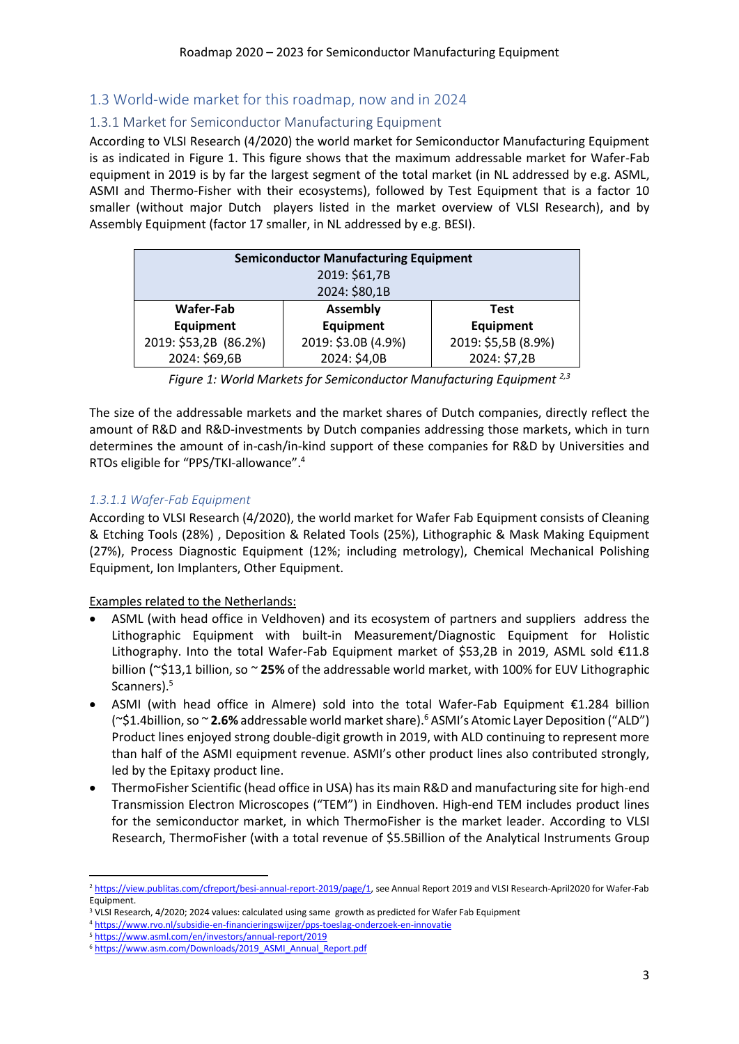## 1.3 World-wide market for this roadmap, now and in 2024

### 1.3.1 Market for Semiconductor Manufacturing Equipment

According to VLSI Research (4/2020) the world market for Semiconductor Manufacturing Equipment is as indicated in Figure 1. This figure shows that the maximum addressable market for Wafer-Fab equipment in 2019 is by far the largest segment of the total market (in NL addressed by e.g. ASML, ASMI and Thermo-Fisher with their ecosystems), followed by Test Equipment that is a factor 10 smaller (without major Dutch players listed in the market overview of VLSI Research), and by Assembly Equipment (factor 17 smaller, in NL addressed by e.g. BESI).

| **Semiconductor Manufacturing Equipment**<br>2019: $61,7B<br>2024: $80,1B | | |
|---|---|---|
| **Wafer-Fab Equipment**<br>2019: $53,2B (86.2%)<br>2024: $69,6B | **Assembly Equipment**<br>2019: $3.0B (4.9%)<br>2024: $4,0B | **Test Equipment**<br>2019: $5,5B (8.9%)<br>2024: $7,2B |

*Figure 1: World Markets for Semiconductor Manufacturing Equipment* [2,3]

The size of the addressable markets and the market shares of Dutch companies, directly reflect the amount of R&D and R&D-investments by Dutch companies addressing those markets, which in turn determines the amount of in-cash/in-kind support of these companies for R&D by Universities and RTOs eligible for "PPS/TKI-allowance".[4]

#### *1.3.1.1 Wafer-Fab Equipment*

According to VLSI Research (4/2020), the world market for Wafer Fab Equipment consists of Cleaning & Etching Tools (28%) , Deposition & Related Tools (25%), Lithographic & Mask Making Equipment (27%), Process Diagnostic Equipment (12%; including metrology), Chemical Mechanical Polishing Equipment, Ion Implanters, Other Equipment.

Examples related to the Netherlands:

- ASML (with head office in Veldhoven) and its ecosystem of partners and suppliers address the Lithographic Equipment with built-in Measurement/Diagnostic Equipment for Holistic Lithography. Into the total Wafer-Fab Equipment market of $53,2B in 2019, ASML sold €11.8 billion (~$13,1 billion, so ~ **25%** of the addressable world market, with 100% for EUV Lithographic Scanners).[5]
- ASMI (with head office in Almere) sold into the total Wafer-Fab Equipment €1.284 billion (~$1.4billion, so ~ **2.6%** addressable world market share).[6] ASMI's Atomic Layer Deposition ("ALD") Product lines enjoyed strong double-digit growth in 2019, with ALD continuing to represent more than half of the ASMI equipment revenue. ASMI's other product lines also contributed strongly, led by the Epitaxy product line.
- ThermoFisher Scientific (head office in USA) has its main R&D and manufacturing site for high-end Transmission Electron Microscopes ("TEM") in Eindhoven. High-end TEM includes product lines for the semiconductor market, in which ThermoFisher is the market leader. According to VLSI Research, ThermoFisher (with a total revenue of $5.5Billion of the Analytical Instruments Group

---

[2] https://view.publitas.com/cfreport/besi-annual-report-2019/page/1, see Annual Report 2019 and VLSI Research-April2020 for Wafer-Fab Equipment.

[3] VLSI Research, 4/2020; 2024 values: calculated using same growth as predicted for Wafer Fab Equipment

[4] https://www.rvo.nl/subsidie-en-financieringswijzer/pps-toeslag-onderzoek-en-innovatie

[5] https://www.asml.com/en/investors/annual-report/2019

[6] https://www.asm.com/Downloads/2019_ASMI_Annual_Report.pdf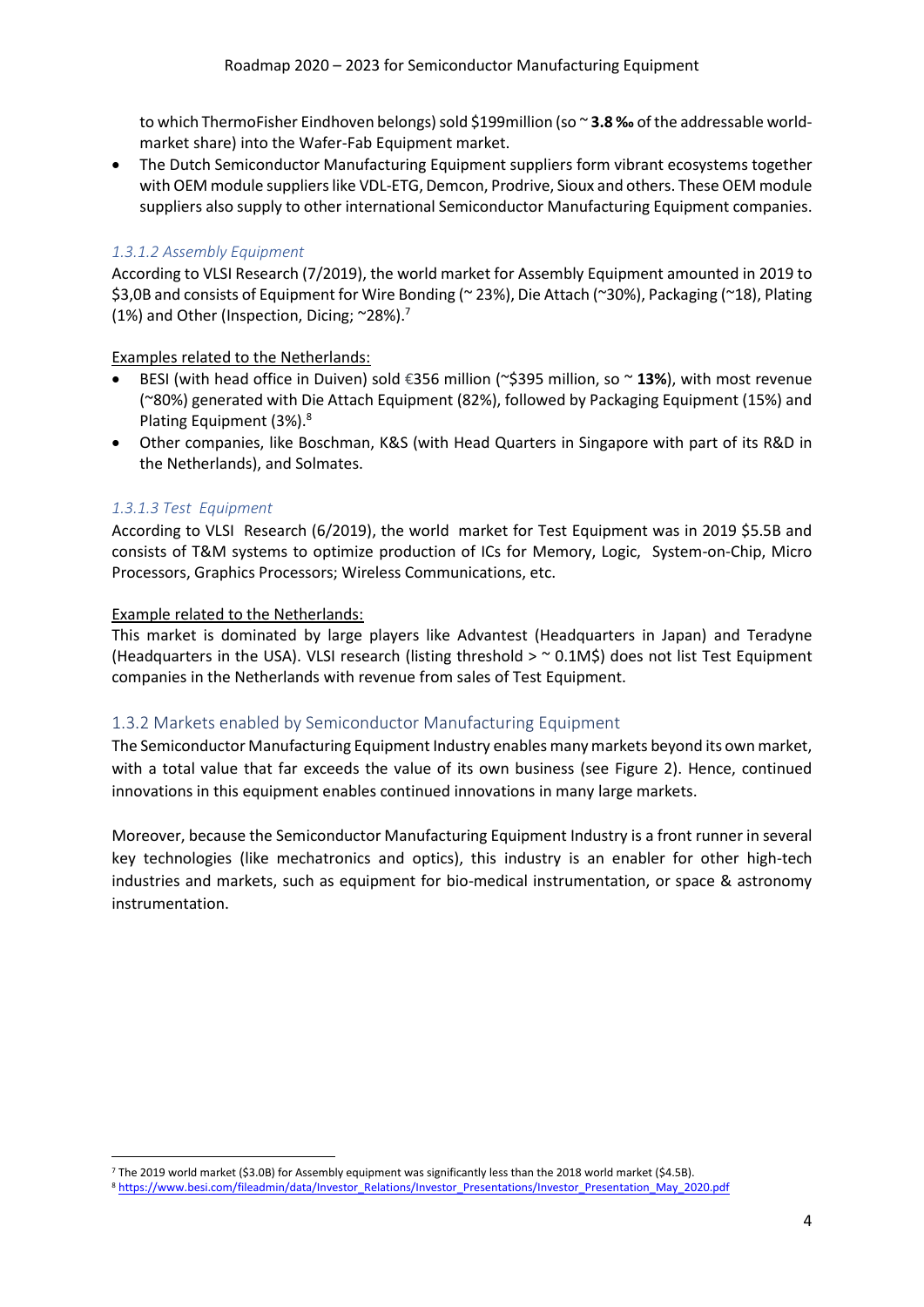to which ThermoFisher Eindhoven belongs) sold $199million (so ~ **3.8 ‰** of the addressable world-market share) into the Wafer-Fab Equipment market.

- The Dutch Semiconductor Manufacturing Equipment suppliers form vibrant ecosystems together with OEM module suppliers like VDL-ETG, Demcon, Prodrive, Sioux and others. These OEM module suppliers also supply to other international Semiconductor Manufacturing Equipment companies.

#### *1.3.1.2 Assembly Equipment*

According to VLSI Research (7/2019), the world market for Assembly Equipment amounted in 2019 to $3,0B and consists of Equipment for Wire Bonding (~ 23%), Die Attach (~30%), Packaging (~18), Plating (1%) and Other (Inspection, Dicing; ~28%).[7]

<u>Examples related to the Netherlands:</u>

- BESI (with head office in Duiven) sold €356 million (~$395 million, so ~ **13%**), with most revenue (~80%) generated with Die Attach Equipment (82%), followed by Packaging Equipment (15%) and Plating Equipment (3%).[8]
- Other companies, like Boschman, K&S (with Head Quarters in Singapore with part of its R&D in the Netherlands), and Solmates.

#### *1.3.1.3 Test Equipment*

According to VLSI Research (6/2019), the world market for Test Equipment was in 2019 $5.5B and consists of T&M systems to optimize production of ICs for Memory, Logic, System-on-Chip, Micro Processors, Graphics Processors; Wireless Communications, etc.

<u>Example related to the Netherlands:</u>

This market is dominated by large players like Advantest (Headquarters in Japan) and Teradyne (Headquarters in the USA). VLSI research (listing threshold > ~ 0.1M$) does not list Test Equipment companies in the Netherlands with revenue from sales of Test Equipment.

### 1.3.2 Markets enabled by Semiconductor Manufacturing Equipment

The Semiconductor Manufacturing Equipment Industry enables many markets beyond its own market, with a total value that far exceeds the value of its own business (see Figure 2). Hence, continued innovations in this equipment enables continued innovations in many large markets.

Moreover, because the Semiconductor Manufacturing Equipment Industry is a front runner in several key technologies (like mechatronics and optics), this industry is an enabler for other high-tech industries and markets, such as equipment for bio-medical instrumentation, or space & astronomy instrumentation.

---

[7] The 2019 world market ($3.0B) for Assembly equipment was significantly less than the 2018 world market ($4.5B).

[8] https://www.besi.com/fileadmin/data/Investor_Relations/Investor_Presentations/Investor_Presentation_May_2020.pdf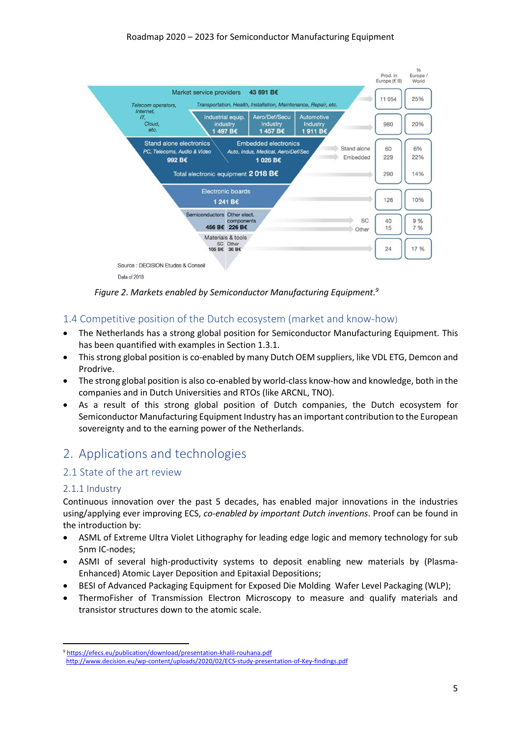Figure 2. Markets enabled by Semiconductor Manufacturing Equipment.[9]

### 1.4 Competitive position of the Dutch ecosystem (market and know-how)

- The Netherlands has a strong global position for Semiconductor Manufacturing Equipment. This has been quantified with examples in Section 1.3.1.
- This strong global position is co-enabled by many Dutch OEM suppliers, like VDL ETG, Demcon and Prodrive.
- The strong global position is also co-enabled by world-class know-how and knowledge, both in the companies and in Dutch Universities and RTOs (like ARCNL, TNO).
- As a result of this strong global position of Dutch companies, the Dutch ecosystem for Semiconductor Manufacturing Equipment Industry has an important contribution to the European sovereignty and to the earning power of the Netherlands.

# 2. Applications and technologies

## 2.1 State of the art review

### 2.1.1 Industry

Continuous innovation over the past 5 decades, has enabled major innovations in the industries using/applying ever improving ECS, *co-enabled by important Dutch inventions*. Proof can be found in the introduction by:

- ASML of Extreme Ultra Violet Lithography for leading edge logic and memory technology for sub 5nm IC-nodes;
- ASMI of several high-productivity systems to deposit enabling new materials by (Plasma-Enhanced) Atomic Layer Deposition and Epitaxial Depositions;
- BESI of Advanced Packaging Equipment for Exposed Die Molding Wafer Level Packaging (WLP);
- ThermoFisher of Transmission Electron Microscopy to measure and qualify materials and transistor structures down to the atomic scale.

[9] https://efecs.eu/publication/download/presentation-khalil-rouhana.pdf
http://www.decision.eu/wp-content/uploads/2020/02/ECS-study-presentation-of-Key-findings.pdf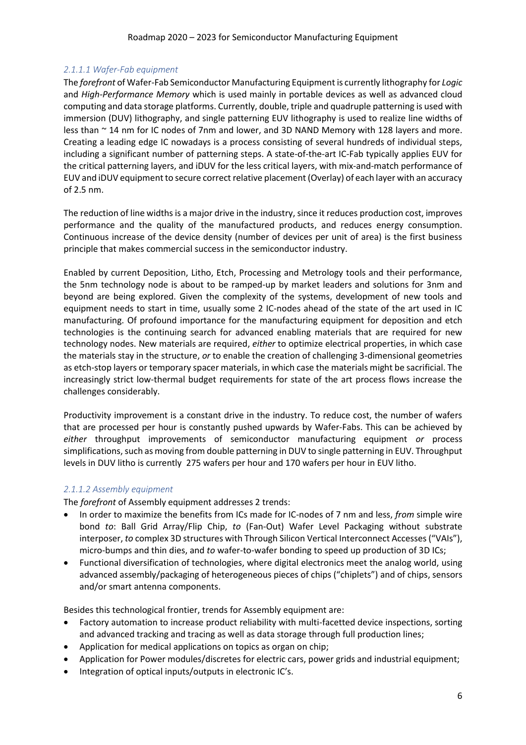#### *2.1.1.1 Wafer-Fab equipment*

The *forefront* of Wafer-Fab Semiconductor Manufacturing Equipment is currently lithography for *Logic* and *High-Performance Memory* which is used mainly in portable devices as well as advanced cloud computing and data storage platforms. Currently, double, triple and quadruple patterning is used with immersion (DUV) lithography, and single patterning EUV lithography is used to realize line widths of less than ~ 14 nm for IC nodes of 7nm and lower, and 3D NAND Memory with 128 layers and more. Creating a leading edge IC nowadays is a process consisting of several hundreds of individual steps, including a significant number of patterning steps. A state-of-the-art IC-Fab typically applies EUV for the critical patterning layers, and iDUV for the less critical layers, with mix-and-match performance of EUV and iDUV equipment to secure correct relative placement (Overlay) of each layer with an accuracy of 2.5 nm.

The reduction of line widths is a major drive in the industry, since it reduces production cost, improves performance and the quality of the manufactured products, and reduces energy consumption. Continuous increase of the device density (number of devices per unit of area) is the first business principle that makes commercial success in the semiconductor industry.

Enabled by current Deposition, Litho, Etch, Processing and Metrology tools and their performance, the 5nm technology node is about to be ramped-up by market leaders and solutions for 3nm and beyond are being explored. Given the complexity of the systems, development of new tools and equipment needs to start in time, usually some 2 IC-nodes ahead of the state of the art used in IC manufacturing. Of profound importance for the manufacturing equipment for deposition and etch technologies is the continuing search for advanced enabling materials that are required for new technology nodes. New materials are required, *either* to optimize electrical properties, in which case the materials stay in the structure, *or* to enable the creation of challenging 3-dimensional geometries as etch-stop layers or temporary spacer materials, in which case the materials might be sacrificial. The increasingly strict low-thermal budget requirements for state of the art process flows increase the challenges considerably.

Productivity improvement is a constant drive in the industry. To reduce cost, the number of wafers that are processed per hour is constantly pushed upwards by Wafer-Fabs. This can be achieved by *either* throughput improvements of semiconductor manufacturing equipment *or* process simplifications, such as moving from double patterning in DUV to single patterning in EUV. Throughput levels in DUV litho is currently 275 wafers per hour and 170 wafers per hour in EUV litho.

#### *2.1.1.2 Assembly equipment*

The *forefront* of Assembly equipment addresses 2 trends:

- In order to maximize the benefits from ICs made for IC-nodes of 7 nm and less, *from* simple wire bond *to*: Ball Grid Array/Flip Chip, *to* (Fan-Out) Wafer Level Packaging without substrate interposer, *to* complex 3D structures with Through Silicon Vertical Interconnect Accesses ("VAIs"), micro-bumps and thin dies, and *to* wafer-to-wafer bonding to speed up production of 3D ICs;
- Functional diversification of technologies, where digital electronics meet the analog world, using advanced assembly/packaging of heterogeneous pieces of chips ("chiplets") and of chips, sensors and/or smart antenna components.

Besides this technological frontier, trends for Assembly equipment are:

- Factory automation to increase product reliability with multi-facetted device inspections, sorting and advanced tracking and tracing as well as data storage through full production lines;
- Application for medical applications on topics as organ on chip;
- Application for Power modules/discretes for electric cars, power grids and industrial equipment;
- Integration of optical inputs/outputs in electronic IC's.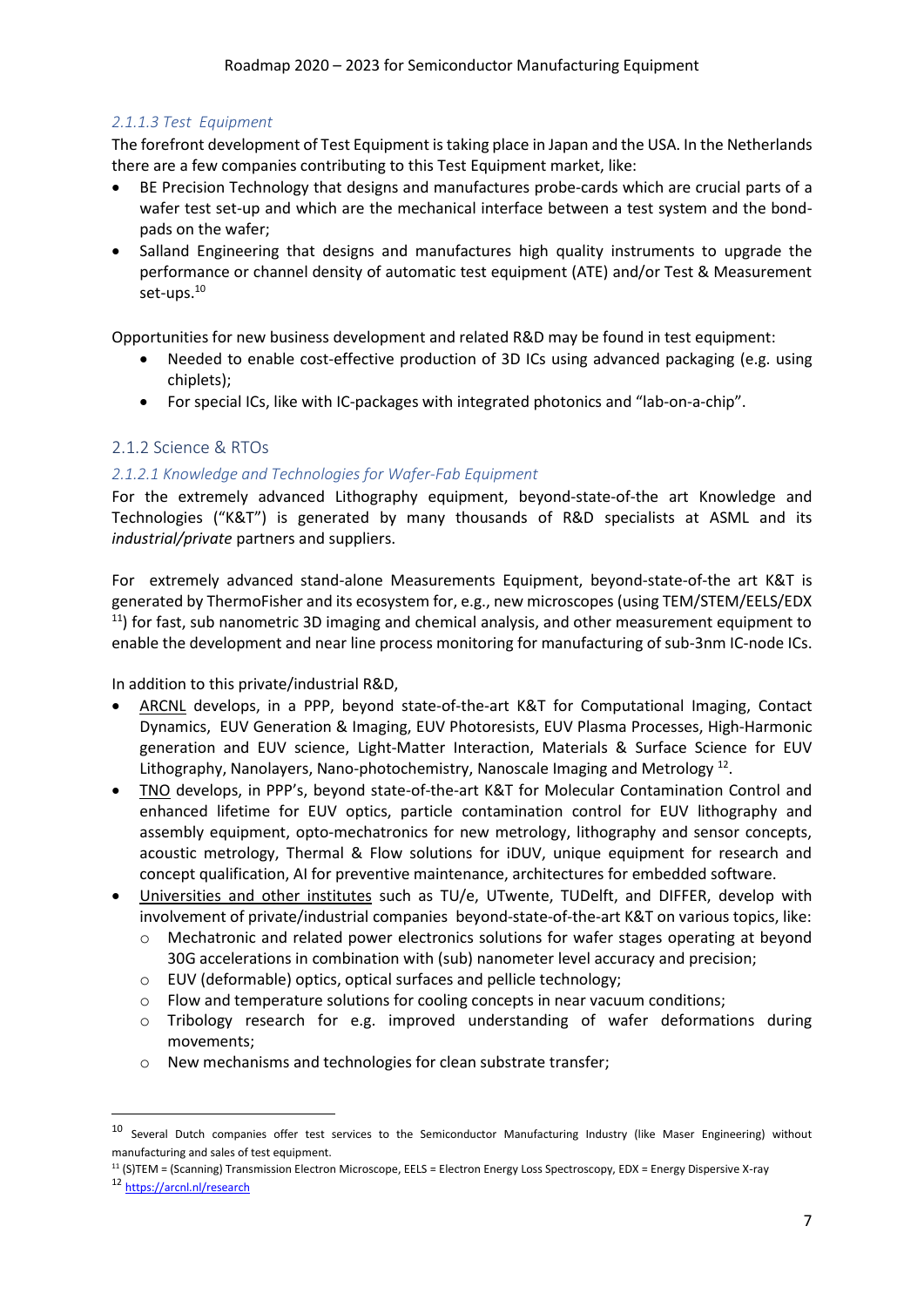#### 2.1.1.3 Test Equipment

The forefront development of Test Equipment is taking place in Japan and the USA. In the Netherlands there are a few companies contributing to this Test Equipment market, like:

- BE Precision Technology that designs and manufactures probe-cards which are crucial parts of a wafer test set-up and which are the mechanical interface between a test system and the bond-pads on the wafer;
- Salland Engineering that designs and manufactures high quality instruments to upgrade the performance or channel density of automatic test equipment (ATE) and/or Test & Measurement set-ups.[10]

Opportunities for new business development and related R&D may be found in test equipment:

- Needed to enable cost-effective production of 3D ICs using advanced packaging (e.g. using chiplets);
- For special ICs, like with IC-packages with integrated photonics and "lab-on-a-chip".

### 2.1.2 Science & RTOs

#### 2.1.2.1 Knowledge and Technologies for Wafer-Fab Equipment

For the extremely advanced Lithography equipment, beyond-state-of-the art Knowledge and Technologies ("K&T") is generated by many thousands of R&D specialists at ASML and its *industrial/private* partners and suppliers.

For extremely advanced stand-alone Measurements Equipment, beyond-state-of-the art K&T is generated by ThermoFisher and its ecosystem for, e.g., new microscopes (using TEM/STEM/EELS/EDX [11]) for fast, sub nanometric 3D imaging and chemical analysis, and other measurement equipment to enable the development and near line process monitoring for manufacturing of sub-3nm IC-node ICs.

In addition to this private/industrial R&D,

- ARCNL develops, in a PPP, beyond state-of-the-art K&T for Computational Imaging, Contact Dynamics, EUV Generation & Imaging, EUV Photoresists, EUV Plasma Processes, High-Harmonic generation and EUV science, Light-Matter Interaction, Materials & Surface Science for EUV Lithography, Nanolayers, Nano-photochemistry, Nanoscale Imaging and Metrology [12].
- TNO develops, in PPP's, beyond state-of-the-art K&T for Molecular Contamination Control and enhanced lifetime for EUV optics, particle contamination control for EUV lithography and assembly equipment, opto-mechatronics for new metrology, lithography and sensor concepts, acoustic metrology, Thermal & Flow solutions for iDUV, unique equipment for research and concept qualification, AI for preventive maintenance, architectures for embedded software.
- Universities and other institutes such as TU/e, UTwente, TUDelft, and DIFFER, develop with involvement of private/industrial companies beyond-state-of-the-art K&T on various topics, like:
  - Mechatronic and related power electronics solutions for wafer stages operating at beyond 30G accelerations in combination with (sub) nanometer level accuracy and precision;
  - EUV (deformable) optics, optical surfaces and pellicle technology;
  - Flow and temperature solutions for cooling concepts in near vacuum conditions;
  - Tribology research for e.g. improved understanding of wafer deformations during movements;
  - New mechanisms and technologies for clean substrate transfer;

---

[10] Several Dutch companies offer test services to the Semiconductor Manufacturing Industry (like Maser Engineering) without manufacturing and sales of test equipment.

[11] (S)TEM = (Scanning) Transmission Electron Microscope, EELS = Electron Energy Loss Spectroscopy, EDX = Energy Dispersive X-ray

[12] https://arcnl.nl/research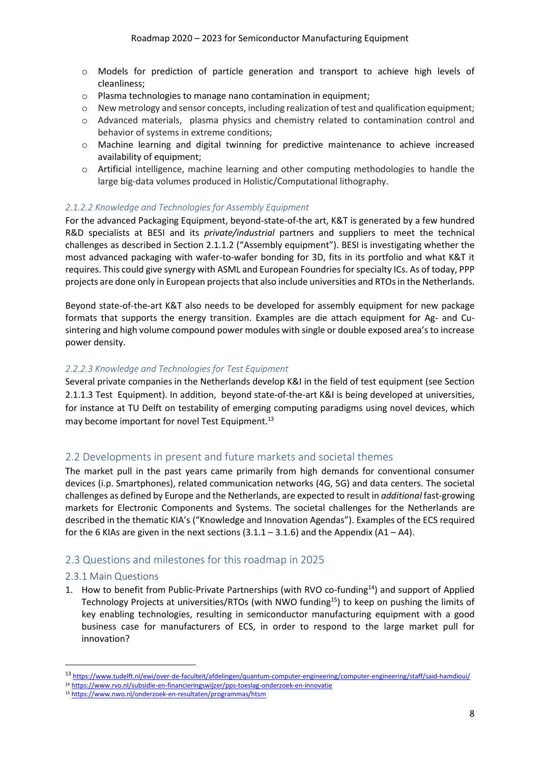- Models for prediction of particle generation and transport to achieve high levels of cleanliness;
- Plasma technologies to manage nano contamination in equipment;
- New metrology and sensor concepts, including realization of test and qualification equipment;
- Advanced materials, plasma physics and chemistry related to contamination control and behavior of systems in extreme conditions;
- Machine learning and digital twinning for predictive maintenance to achieve increased availability of equipment;
- Artificial intelligence, machine learning and other computing methodologies to handle the large big-data volumes produced in Holistic/Computational lithography.

#### *2.1.2.2 Knowledge and Technologies for Assembly Equipment*

For the advanced Packaging Equipment, beyond-state-of-the art, K&T is generated by a few hundred R&D specialists at BESI and its *private/industrial* partners and suppliers to meet the technical challenges as described in Section 2.1.1.2 ("Assembly equipment"). BESI is investigating whether the most advanced packaging with wafer-to-wafer bonding for 3D, fits in its portfolio and what K&T it requires. This could give synergy with ASML and European Foundries for specialty ICs. As of today, PPP projects are done only in European projects that also include universities and RTOs in the Netherlands.

Beyond state-of-the-art K&T also needs to be developed for assembly equipment for new package formats that supports the energy transition. Examples are die attach equipment for Ag- and Cu-sintering and high volume compound power modules with single or double exposed area's to increase power density.

#### *2.2.2.3 Knowledge and Technologies for Test Equipment*

Several private companies in the Netherlands develop K&I in the field of test equipment (see Section 2.1.1.3 Test Equipment). In addition, beyond state-of-the-art K&I is being developed at universities, for instance at TU Delft on testability of emerging computing paradigms using novel devices, which may become important for novel Test Equipment.[13]

## 2.2 Developments in present and future markets and societal themes

The market pull in the past years came primarily from high demands for conventional consumer devices (i.p. Smartphones), related communication networks (4G, 5G) and data centers. The societal challenges as defined by Europe and the Netherlands, are expected to result in *additional* fast-growing markets for Electronic Components and Systems. The societal challenges for the Netherlands are described in the thematic KIA's ("Knowledge and Innovation Agendas"). Examples of the ECS required for the 6 KIAs are given in the next sections (3.1.1 – 3.1.6) and the Appendix (A1 – A4).

## 2.3 Questions and milestones for this roadmap in 2025

### 2.3.1 Main Questions

1. How to benefit from Public-Private Partnerships (with RVO co-funding[14]) and support of Applied Technology Projects at universities/RTOs (with NWO funding[15]) to keep on pushing the limits of key enabling technologies, resulting in semiconductor manufacturing equipment with a good business case for manufacturers of ECS, in order to respond to the large market pull for innovation?

---

[13] https://www.tudelft.nl/ewi/over-de-faculteit/afdelingen/quantum-computer-engineering/computer-engineering/staff/said-hamdioui/

[14] https://www.rvo.nl/subsidie-en-financieringswijzer/pps-toeslag-onderzoek-en-innovatie

[15] https://www.nwo.nl/onderzoek-en-resultaten/programmas/htsm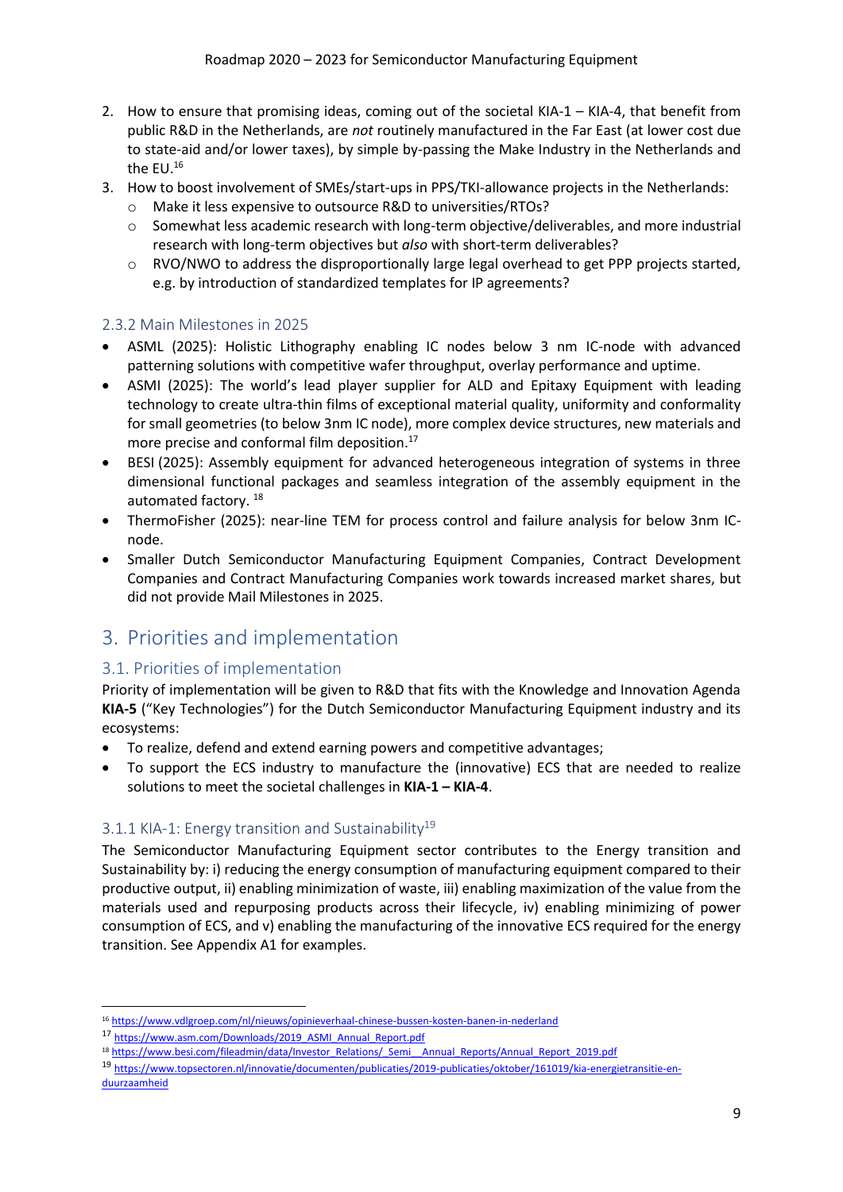2. How to ensure that promising ideas, coming out of the societal KIA-1 – KIA-4, that benefit from public R&D in the Netherlands, are *not* routinely manufactured in the Far East (at lower cost due to state-aid and/or lower taxes), by simple by-passing the Make Industry in the Netherlands and the EU.[16]
3. How to boost involvement of SMEs/start-ups in PPS/TKI-allowance projects in the Netherlands:
    - Make it less expensive to outsource R&D to universities/RTOs?
    - Somewhat less academic research with long-term objective/deliverables, and more industrial research with long-term objectives but *also* with short-term deliverables?
    - RVO/NWO to address the disproportionally large legal overhead to get PPP projects started, e.g. by introduction of standardized templates for IP agreements?

### 2.3.2 Main Milestones in 2025

- ASML (2025): Holistic Lithography enabling IC nodes below 3 nm IC-node with advanced patterning solutions with competitive wafer throughput, overlay performance and uptime.
- ASMI (2025): The world's lead player supplier for ALD and Epitaxy Equipment with leading technology to create ultra-thin films of exceptional material quality, uniformity and conformality for small geometries (to below 3nm IC node), more complex device structures, new materials and more precise and conformal film deposition.[17]
- BESI (2025): Assembly equipment for advanced heterogeneous integration of systems in three dimensional functional packages and seamless integration of the assembly equipment in the automated factory.[18]
- ThermoFisher (2025): near-line TEM for process control and failure analysis for below 3nm IC-node.
- Smaller Dutch Semiconductor Manufacturing Equipment Companies, Contract Development Companies and Contract Manufacturing Companies work towards increased market shares, but did not provide Mail Milestones in 2025.

# 3. Priorities and implementation

## 3.1. Priorities of implementation

Priority of implementation will be given to R&D that fits with the Knowledge and Innovation Agenda **KIA-5** ("Key Technologies") for the Dutch Semiconductor Manufacturing Equipment industry and its ecosystems:

- To realize, defend and extend earning powers and competitive advantages;
- To support the ECS industry to manufacture the (innovative) ECS that are needed to realize solutions to meet the societal challenges in **KIA-1 – KIA-4**.

### 3.1.1 KIA-1: Energy transition and Sustainability[19]

The Semiconductor Manufacturing Equipment sector contributes to the Energy transition and Sustainability by: i) reducing the energy consumption of manufacturing equipment compared to their productive output, ii) enabling minimization of waste, iii) enabling maximization of the value from the materials used and repurposing products across their lifecycle, iv) enabling minimizing of power consumption of ECS, and v) enabling the manufacturing of the innovative ECS required for the energy transition. See Appendix A1 for examples.

---

[16] https://www.vdlgroep.com/nl/nieuws/opinieverhaal-chinese-bussen-kosten-banen-in-nederland

[17] https://www.asm.com/Downloads/2019_ASMI_Annual_Report.pdf

[18] https://www.besi.com/fileadmin/data/Investor_Relations/_Semi__Annual_Reports/Annual_Report_2019.pdf

[19] https://www.topsectoren.nl/innovatie/documenten/publicaties/2019-publicaties/oktober/161019/kia-energietransitie-en-duurzaamheid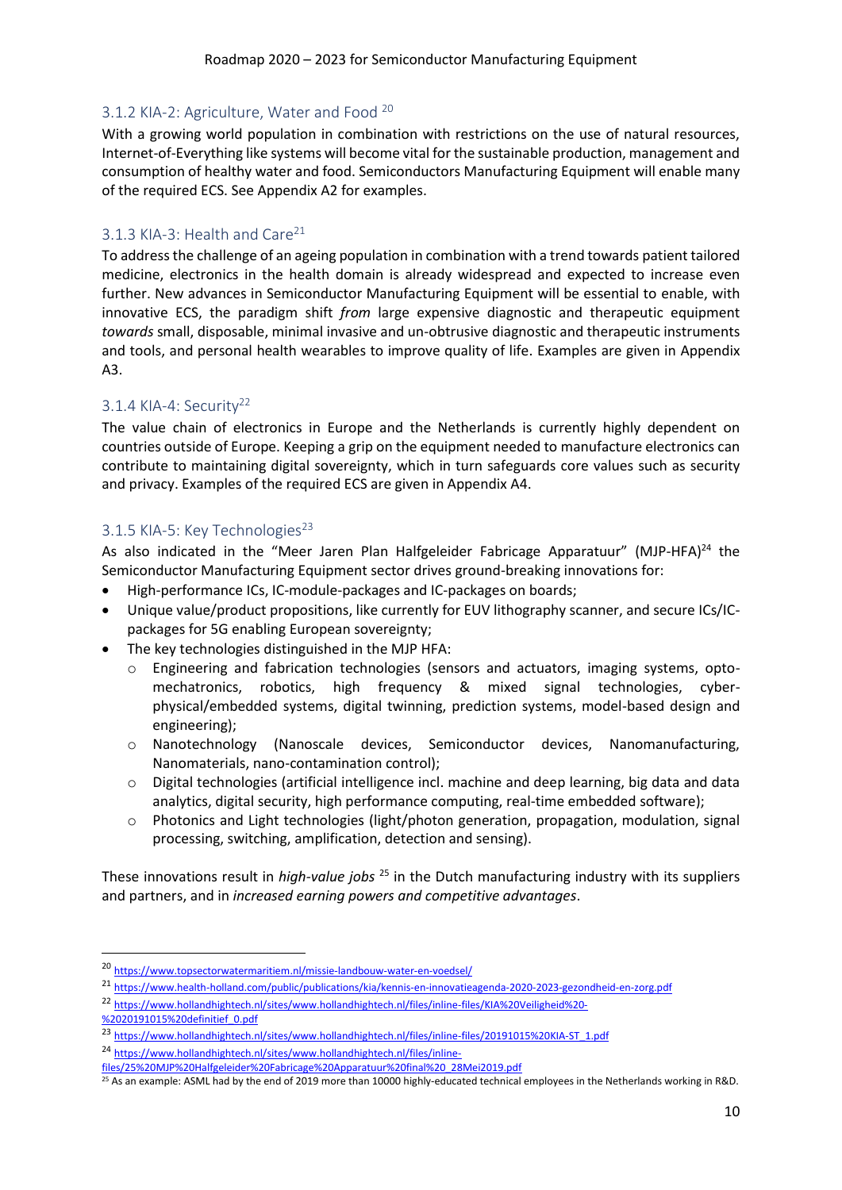### 3.1.2 KIA-2: Agriculture, Water and Food [20]

With a growing world population in combination with restrictions on the use of natural resources, Internet-of-Everything like systems will become vital for the sustainable production, management and consumption of healthy water and food. Semiconductors Manufacturing Equipment will enable many of the required ECS. See Appendix A2 for examples.

### 3.1.3 KIA-3: Health and Care[21]

To address the challenge of an ageing population in combination with a trend towards patient tailored medicine, electronics in the health domain is already widespread and expected to increase even further. New advances in Semiconductor Manufacturing Equipment will be essential to enable, with innovative ECS, the paradigm shift *from* large expensive diagnostic and therapeutic equipment *towards* small, disposable, minimal invasive and un-obtrusive diagnostic and therapeutic instruments and tools, and personal health wearables to improve quality of life. Examples are given in Appendix A3.

### 3.1.4 KIA-4: Security[22]

The value chain of electronics in Europe and the Netherlands is currently highly dependent on countries outside of Europe. Keeping a grip on the equipment needed to manufacture electronics can contribute to maintaining digital sovereignty, which in turn safeguards core values such as security and privacy. Examples of the required ECS are given in Appendix A4.

### 3.1.5 KIA-5: Key Technologies[23]

As also indicated in the "Meer Jaren Plan Halfgeleider Fabricage Apparatuur" (MJP-HFA)[24] the Semiconductor Manufacturing Equipment sector drives ground-breaking innovations for:

- High-performance ICs, IC-module-packages and IC-packages on boards;
- Unique value/product propositions, like currently for EUV lithography scanner, and secure ICs/IC-packages for 5G enabling European sovereignty;
- The key technologies distinguished in the MJP HFA:
  - Engineering and fabrication technologies (sensors and actuators, imaging systems, opto-mechatronics, robotics, high frequency & mixed signal technologies, cyber-physical/embedded systems, digital twinning, prediction systems, model-based design and engineering);
  - Nanotechnology (Nanoscale devices, Semiconductor devices, Nanomanufacturing, Nanomaterials, nano-contamination control);
  - Digital technologies (artificial intelligence incl. machine and deep learning, big data and data analytics, digital security, high performance computing, real-time embedded software);
  - Photonics and Light technologies (light/photon generation, propagation, modulation, signal processing, switching, amplification, detection and sensing).

These innovations result in *high-value jobs* [25] in the Dutch manufacturing industry with its suppliers and partners, and in *increased earning powers and competitive advantages*.

---

[20] https://www.topsectorwatermaritiem.nl/missie-landbouw-water-en-voedsel/

[21] https://www.health-holland.com/public/publications/kia/kennis-en-innovatieagenda-2020-2023-gezondheid-en-zorg.pdf

[22] https://www.hollandhightech.nl/sites/www.hollandhightech.nl/files/inline-files/KIA%20Veiligheid%20-%2020191015%20definitief_0.pdf

[23] https://www.hollandhightech.nl/sites/www.hollandhightech.nl/files/inline-files/20191015%20KIA-ST_1.pdf

[24] https://www.hollandhightech.nl/sites/www.hollandhightech.nl/files/inline-files/25%20MJP%20Halfgeleider%20Fabricage%20Apparatuur%20final%20_28Mei2019.pdf

[25] As an example: ASML had by the end of 2019 more than 10000 highly-educated technical employees in the Netherlands working in R&D.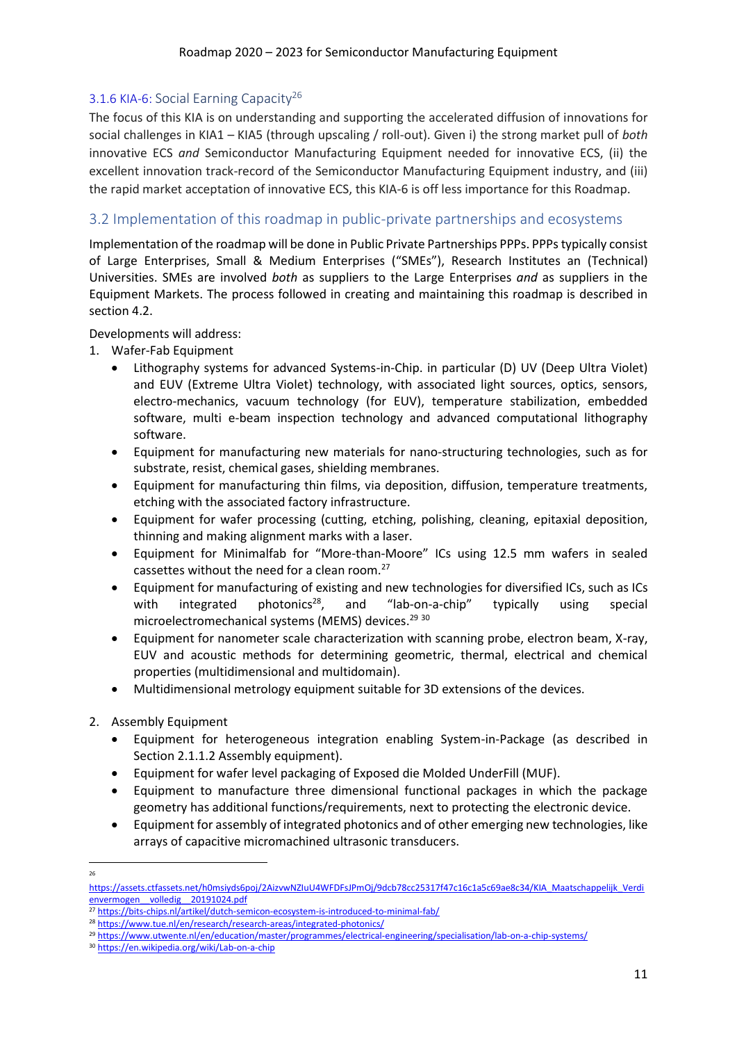### 3.1.6 KIA-6: Social Earning Capacity[26]

The focus of this KIA is on understanding and supporting the accelerated diffusion of innovations for social challenges in KIA1 – KIA5 (through upscaling / roll-out). Given i) the strong market pull of *both* innovative ECS *and* Semiconductor Manufacturing Equipment needed for innovative ECS, (ii) the excellent innovation track-record of the Semiconductor Manufacturing Equipment industry, and (iii) the rapid market acceptation of innovative ECS, this KIA-6 is off less importance for this Roadmap.

## 3.2 Implementation of this roadmap in public-private partnerships and ecosystems

Implementation of the roadmap will be done in Public Private Partnerships PPPs. PPPs typically consist of Large Enterprises, Small & Medium Enterprises ("SMEs"), Research Institutes an (Technical) Universities. SMEs are involved *both* as suppliers to the Large Enterprises *and* as suppliers in the Equipment Markets. The process followed in creating and maintaining this roadmap is described in section 4.2.

Developments will address:

1. Wafer-Fab Equipment
   - Lithography systems for advanced Systems-in-Chip. in particular (D) UV (Deep Ultra Violet) and EUV (Extreme Ultra Violet) technology, with associated light sources, optics, sensors, electro-mechanics, vacuum technology (for EUV), temperature stabilization, embedded software, multi e-beam inspection technology and advanced computational lithography software.
   - Equipment for manufacturing new materials for nano-structuring technologies, such as for substrate, resist, chemical gases, shielding membranes.
   - Equipment for manufacturing thin films, via deposition, diffusion, temperature treatments, etching with the associated factory infrastructure.
   - Equipment for wafer processing (cutting, etching, polishing, cleaning, epitaxial deposition, thinning and making alignment marks with a laser.
   - Equipment for Minimalfab for "More-than-Moore" ICs using 12.5 mm wafers in sealed cassettes without the need for a clean room.[27]
   - Equipment for manufacturing of existing and new technologies for diversified ICs, such as ICs with integrated photonics[28], and "lab-on-a-chip" typically using special microelectromechanical systems (MEMS) devices.[29] [30]
   - Equipment for nanometer scale characterization with scanning probe, electron beam, X-ray, EUV and acoustic methods for determining geometric, thermal, electrical and chemical properties (multidimensional and multidomain).
   - Multidimensional metrology equipment suitable for 3D extensions of the devices.

2. Assembly Equipment
   - Equipment for heterogeneous integration enabling System-in-Package (as described in Section 2.1.1.2 Assembly equipment).
   - Equipment for wafer level packaging of Exposed die Molded UnderFill (MUF).
   - Equipment to manufacture three dimensional functional packages in which the package geometry has additional functions/requirements, next to protecting the electronic device.
   - Equipment for assembly of integrated photonics and of other emerging new technologies, like arrays of capacitive micromachined ultrasonic transducers.

---

[26] https://assets.ctfassets.net/h0msiyds6poj/2AizvwNZIuU4WFDFsJPmOj/9dcb78cc25317f47c16c1a5c69ae8c34/KIA_Maatschappelijk_Verdienvermogen__volledig__20191024.pdf

[27] https://bits-chips.nl/artikel/dutch-semicon-ecosystem-is-introduced-to-minimal-fab/

[28] https://www.tue.nl/en/research/research-areas/integrated-photonics/

[29] https://www.utwente.nl/en/education/master/programmes/electrical-engineering/specialisation/lab-on-a-chip-systems/

[30] https://en.wikipedia.org/wiki/Lab-on-a-chip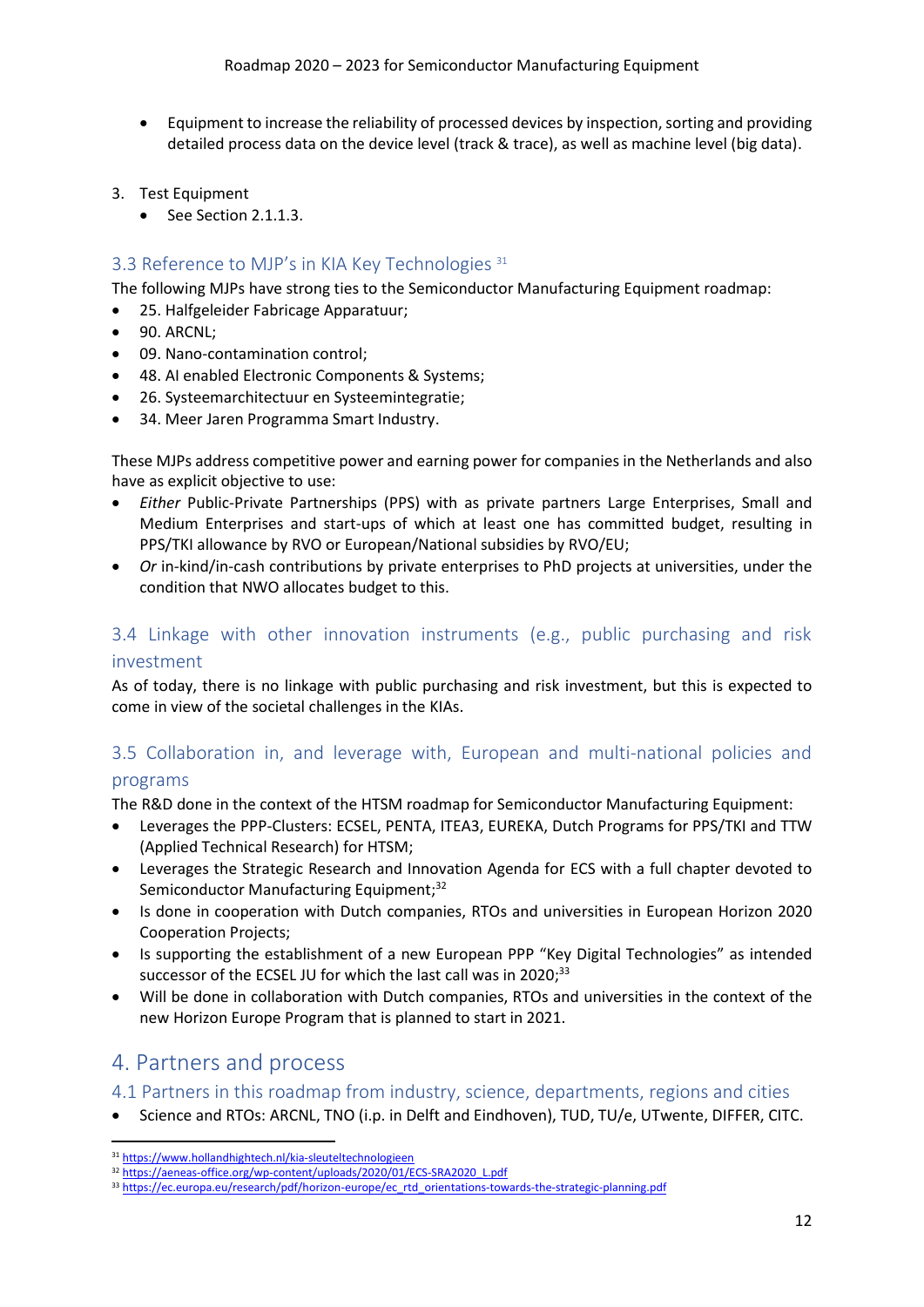- Equipment to increase the reliability of processed devices by inspection, sorting and providing detailed process data on the device level (track & trace), as well as machine level (big data).

3. Test Equipment
   - See Section 2.1.1.3.

## 3.3 Reference to MJP's in KIA Key Technologies [31]

The following MJPs have strong ties to the Semiconductor Manufacturing Equipment roadmap:

- 25. Halfgeleider Fabricage Apparatuur;
- 90. ARCNL;
- 09. Nano-contamination control;
- 48. AI enabled Electronic Components & Systems;
- 26. Systeemarchitectuur en Systeemintegratie;
- 34. Meer Jaren Programma Smart Industry.

These MJPs address competitive power and earning power for companies in the Netherlands and also have as explicit objective to use:

- *Either* Public-Private Partnerships (PPS) with as private partners Large Enterprises, Small and Medium Enterprises and start-ups of which at least one has committed budget, resulting in PPS/TKI allowance by RVO or European/National subsidies by RVO/EU;
- *Or* in-kind/in-cash contributions by private enterprises to PhD projects at universities, under the condition that NWO allocates budget to this.

## 3.4 Linkage with other innovation instruments (e.g., public purchasing and risk investment

As of today, there is no linkage with public purchasing and risk investment, but this is expected to come in view of the societal challenges in the KIAs.

## 3.5 Collaboration in, and leverage with, European and multi-national policies and programs

The R&D done in the context of the HTSM roadmap for Semiconductor Manufacturing Equipment:

- Leverages the PPP-Clusters: ECSEL, PENTA, ITEA3, EUREKA, Dutch Programs for PPS/TKI and TTW (Applied Technical Research) for HTSM;
- Leverages the Strategic Research and Innovation Agenda for ECS with a full chapter devoted to Semiconductor Manufacturing Equipment;[32]
- Is done in cooperation with Dutch companies, RTOs and universities in European Horizon 2020 Cooperation Projects;
- Is supporting the establishment of a new European PPP "Key Digital Technologies" as intended successor of the ECSEL JU for which the last call was in 2020;[33]
- Will be done in collaboration with Dutch companies, RTOs and universities in the context of the new Horizon Europe Program that is planned to start in 2021.

# 4. Partners and process

## 4.1 Partners in this roadmap from industry, science, departments, regions and cities

- Science and RTOs: ARCNL, TNO (i.p. in Delft and Eindhoven), TUD, TU/e, UTwente, DIFFER, CITC.

[31] https://www.hollandhightech.nl/kia-sleuteltechnologieen
[32] https://aeneas-office.org/wp-content/uploads/2020/01/ECS-SRA2020_L.pdf
[33] https://ec.europa.eu/research/pdf/horizon-europe/ec_rtd_orientations-towards-the-strategic-planning.pdf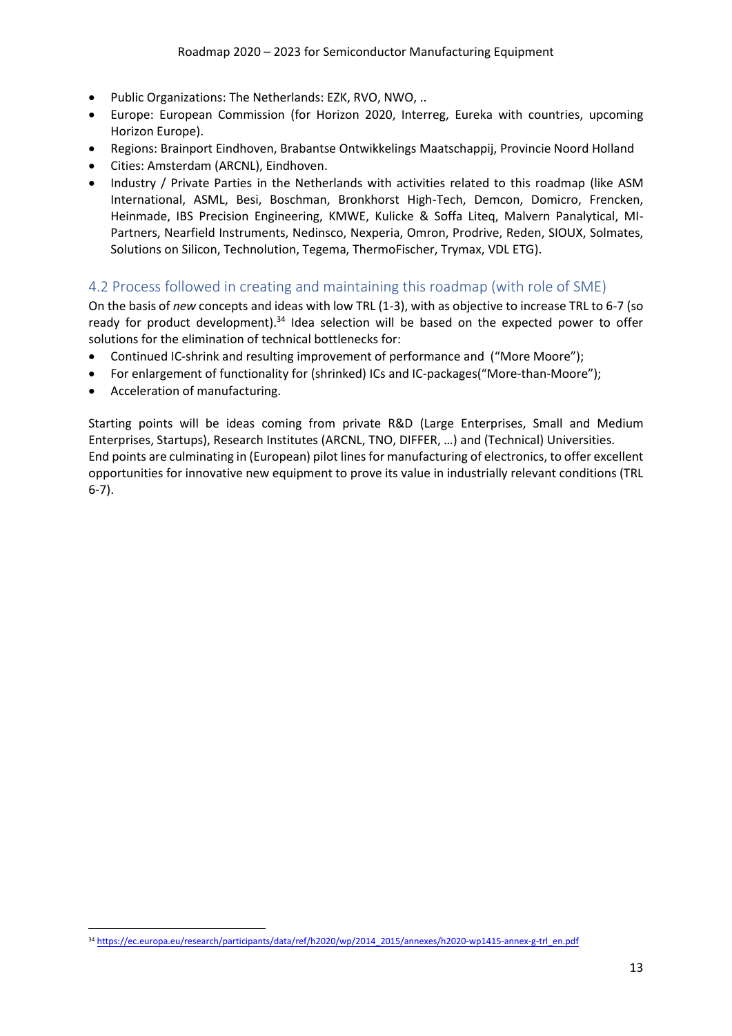- Public Organizations: The Netherlands: EZK, RVO, NWO, ..
- Europe: European Commission (for Horizon 2020, Interreg, Eureka with countries, upcoming Horizon Europe).
- Regions: Brainport Eindhoven, Brabantse Ontwikkelings Maatschappij, Provincie Noord Holland
- Cities: Amsterdam (ARCNL), Eindhoven.
- Industry / Private Parties in the Netherlands with activities related to this roadmap (like ASM International, ASML, Besi, Boschman, Bronkhorst High-Tech, Demcon, Domicro, Frencken, Heinmade, IBS Precision Engineering, KMWE, Kulicke & Soffa Liteq, Malvern Panalytical, MI-Partners, Nearfield Instruments, Nedinsco, Nexperia, Omron, Prodrive, Reden, SIOUX, Solmates, Solutions on Silicon, Technolution, Tegema, ThermoFischer, Trymax, VDL ETG).

## 4.2 Process followed in creating and maintaining this roadmap (with role of SME)

On the basis of *new* concepts and ideas with low TRL (1-3), with as objective to increase TRL to 6-7 (so ready for product development).[34] Idea selection will be based on the expected power to offer solutions for the elimination of technical bottlenecks for:

- Continued IC-shrink and resulting improvement of performance and ("More Moore");
- For enlargement of functionality for (shrinked) ICs and IC-packages("More-than-Moore");
- Acceleration of manufacturing.

Starting points will be ideas coming from private R&D (Large Enterprises, Small and Medium Enterprises, Startups), Research Institutes (ARCNL, TNO, DIFFER, …) and (Technical) Universities.
End points are culminating in (European) pilot lines for manufacturing of electronics, to offer excellent opportunities for innovative new equipment to prove its value in industrially relevant conditions (TRL 6-7).

[34] https://ec.europa.eu/research/participants/data/ref/h2020/wp/2014_2015/annexes/h2020-wp1415-annex-g-trl_en.pdf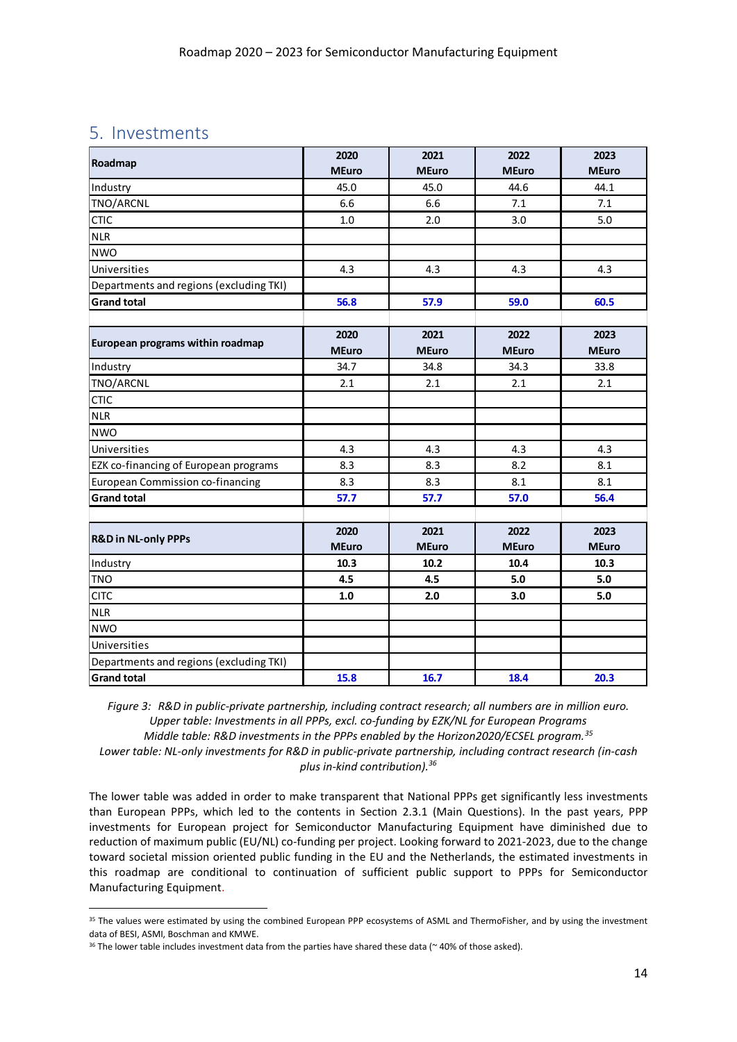## 5. Investments

| Roadmap | 2020 MEuro | 2021 MEuro | 2022 MEuro | 2023 MEuro |
|---|---|---|---|---|
| Industry | 45.0 | 45.0 | 44.6 | 44.1 |
| TNO/ARCNL | 6.6 | 6.6 | 7.1 | 7.1 |
| CTIC | 1.0 | 2.0 | 3.0 | 5.0 |
| NLR | | | | |
| NWO | | | | |
| Universities | 4.3 | 4.3 | 4.3 | 4.3 |
| Departments and regions (excluding TKI) | | | | |
| **Grand total** | **56.8** | **57.9** | **59.0** | **60.5** |

| European programs within roadmap | 2020 MEuro | 2021 MEuro | 2022 MEuro | 2023 MEuro |
|---|---|---|---|---|
| Industry | 34.7 | 34.8 | 34.3 | 33.8 |
| TNO/ARCNL | 2.1 | 2.1 | 2.1 | 2.1 |
| CTIC | | | | |
| NLR | | | | |
| NWO | | | | |
| Universities | 4.3 | 4.3 | 4.3 | 4.3 |
| EZK co-financing of European programs | 8.3 | 8.3 | 8.2 | 8.1 |
| European Commission co-financing | 8.3 | 8.3 | 8.1 | 8.1 |
| **Grand total** | **57.7** | **57.7** | **57.0** | **56.4** |

| R&D in NL-only PPPs | 2020 MEuro | 2021 MEuro | 2022 MEuro | 2023 MEuro |
|---|---|---|---|---|
| Industry | **10.3** | **10.2** | **10.4** | **10.3** |
| TNO | **4.5** | **4.5** | **5.0** | **5.0** |
| CITC | **1.0** | **2.0** | **3.0** | **5.0** |
| NLR | | | | |
| NWO | | | | |
| Universities | | | | |
| Departments and regions (excluding TKI) | | | | |
| **Grand total** | **15.8** | **16.7** | **18.4** | **20.3** |

*Figure 3: R&D in public-private partnership, including contract research; all numbers are in million euro. Upper table: Investments in all PPPs, excl. co-funding by EZK/NL for European Programs Middle table: R&D investments in the PPPs enabled by the Horizon2020/ECSEL program.*[35] *Lower table: NL-only investments for R&D in public-private partnership, including contract research (in-cash plus in-kind contribution).*[36]

The lower table was added in order to make transparent that National PPPs get significantly less investments than European PPPs, which led to the contents in Section 2.3.1 (Main Questions). In the past years, PPP investments for European project for Semiconductor Manufacturing Equipment have diminished due to reduction of maximum public (EU/NL) co-funding per project. Looking forward to 2021-2023, due to the change toward societal mission oriented public funding in the EU and the Netherlands, the estimated investments in this roadmap are conditional to continuation of sufficient public support to PPPs for Semiconductor Manufacturing Equipment.

[35] The values were estimated by using the combined European PPP ecosystems of ASML and ThermoFisher, and by using the investment data of BESI, ASMI, Boschman and KMWE.

[36] The lower table includes investment data from the parties have shared these data (~ 40% of those asked).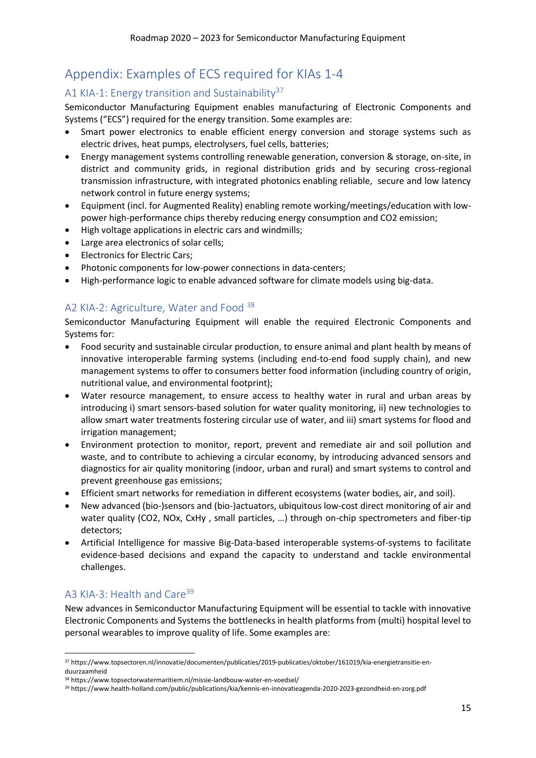## Appendix: Examples of ECS required for KIAs 1-4

### A1 KIA-1: Energy transition and Sustainability[37]

Semiconductor Manufacturing Equipment enables manufacturing of Electronic Components and Systems ("ECS") required for the energy transition. Some examples are:

- Smart power electronics to enable efficient energy conversion and storage systems such as electric drives, heat pumps, electrolysers, fuel cells, batteries;
- Energy management systems controlling renewable generation, conversion & storage, on-site, in district and community grids, in regional distribution grids and by securing cross-regional transmission infrastructure, with integrated photonics enabling reliable, secure and low latency network control in future energy systems;
- Equipment (incl. for Augmented Reality) enabling remote working/meetings/education with low-power high-performance chips thereby reducing energy consumption and CO2 emission;
- High voltage applications in electric cars and windmills;
- Large area electronics of solar cells;
- Electronics for Electric Cars;
- Photonic components for low-power connections in data-centers;
- High-performance logic to enable advanced software for climate models using big-data.

### A2 KIA-2: Agriculture, Water and Food [38]

Semiconductor Manufacturing Equipment will enable the required Electronic Components and Systems for:

- Food security and sustainable circular production, to ensure animal and plant health by means of innovative interoperable farming systems (including end-to-end food supply chain), and new management systems to offer to consumers better food information (including country of origin, nutritional value, and environmental footprint);
- Water resource management, to ensure access to healthy water in rural and urban areas by introducing i) smart sensors-based solution for water quality monitoring, ii) new technologies to allow smart water treatments fostering circular use of water, and iii) smart systems for flood and irrigation management;
- Environment protection to monitor, report, prevent and remediate air and soil pollution and waste, and to contribute to achieving a circular economy, by introducing advanced sensors and diagnostics for air quality monitoring (indoor, urban and rural) and smart systems to control and prevent greenhouse gas emissions;
- Efficient smart networks for remediation in different ecosystems (water bodies, air, and soil).
- New advanced (bio-)sensors and (bio-)actuators, ubiquitous low-cost direct monitoring of air and water quality (CO2, NOx, CxHy , small particles, …) through on-chip spectrometers and fiber-tip detectors;
- Artificial Intelligence for massive Big-Data-based interoperable systems-of-systems to facilitate evidence-based decisions and expand the capacity to understand and tackle environmental challenges.

### A3 KIA-3: Health and Care[39]

New advances in Semiconductor Manufacturing Equipment will be essential to tackle with innovative Electronic Components and Systems the bottlenecks in health platforms from (multi) hospital level to personal wearables to improve quality of life. Some examples are:

---

[37] https://www.topsectoren.nl/innovatie/documenten/publicaties/2019-publicaties/oktober/161019/kia-energietransitie-en-duurzaamheid

[38] https://www.topsectorwatermaritiem.nl/missie-landbouw-water-en-voedsel/

[39] https://www.health-holland.com/public/publications/kia/kennis-en-innovatieagenda-2020-2023-gezondheid-en-zorg.pdf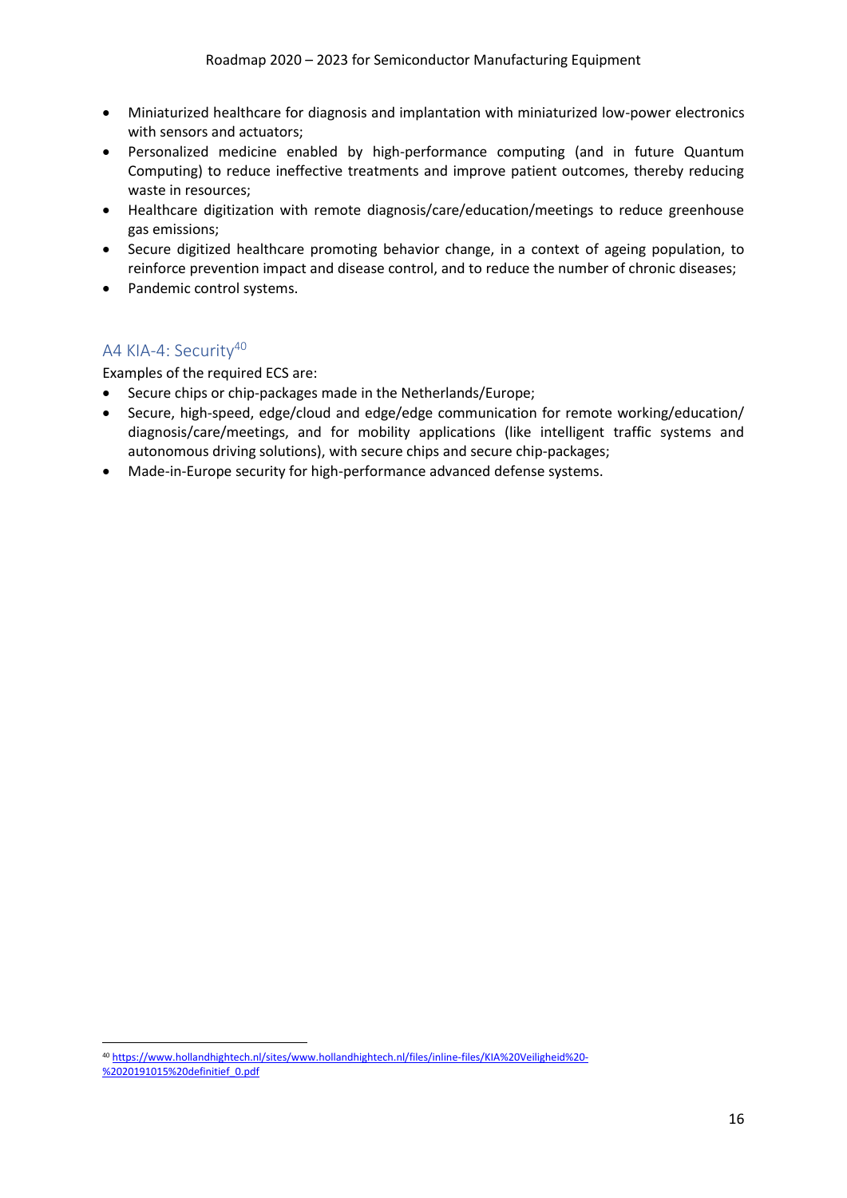- Miniaturized healthcare for diagnosis and implantation with miniaturized low-power electronics with sensors and actuators;
- Personalized medicine enabled by high-performance computing (and in future Quantum Computing) to reduce ineffective treatments and improve patient outcomes, thereby reducing waste in resources;
- Healthcare digitization with remote diagnosis/care/education/meetings to reduce greenhouse gas emissions;
- Secure digitized healthcare promoting behavior change, in a context of ageing population, to reinforce prevention impact and disease control, and to reduce the number of chronic diseases;
- Pandemic control systems.

## A4 KIA-4: Security[40]

Examples of the required ECS are:

- Secure chips or chip-packages made in the Netherlands/Europe;
- Secure, high-speed, edge/cloud and edge/edge communication for remote working/education/ diagnosis/care/meetings, and for mobility applications (like intelligent traffic systems and autonomous driving solutions), with secure chips and secure chip-packages;
- Made-in-Europe security for high-performance advanced defense systems.

[40] https://www.hollandhightech.nl/sites/www.hollandhightech.nl/files/inline-files/KIA%20Veiligheid%20-%2020191015%20definitief_0.pdf